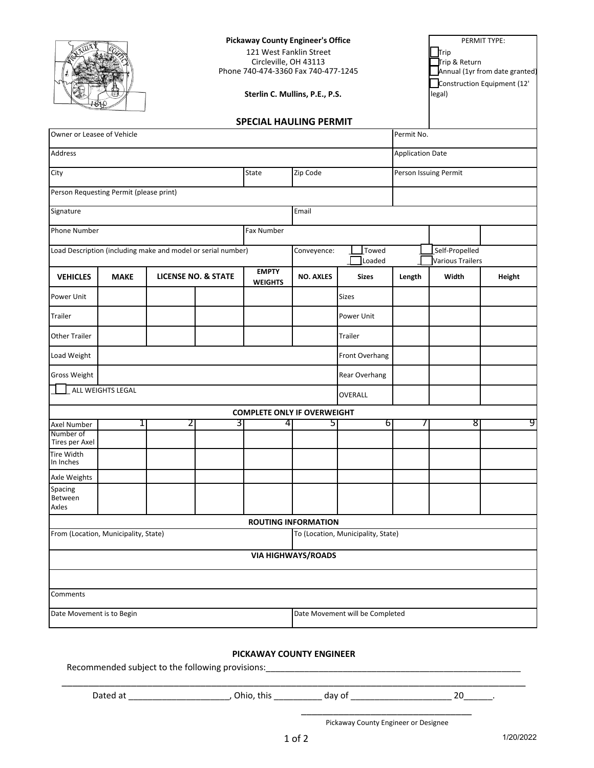**Pickaway County Engineer's Office**

121 West Fanklin Street
Circleville, OH 43113
Phone 740-474-3360 Fax 740-477-1245

**Sterlin C. Mullins, P.E., P.S.**

PERMIT TYPE:

- ☐ Trip
- ☐ Trip & Return
- ☐ Annual (1yr from date granted)
- ☐ Construction Equipment (12' legal)

## SPECIAL HAULING PERMIT

| | | | |
|---|---|---|---|
| Owner or Leasee of Vehicle | | | Permit No. |
| Address | | | Application Date |
| City | State | Zip Code | Person Issuing Permit |
| Person Requesting Permit (please print) | | | |
| Signature | | Email | |
| Phone Number | Fax Number | | |
| Load Description (including make and model or serial number) | | Conveyence: ☐ Towed ☐ Loaded ☐ Self-Propelled ☐ Various Trailers | |

| VEHICLES | MAKE | LICENSE NO. & STATE | | EMPTY WEIGHTS | NO. AXLES | Sizes | Length | Width | Height |
|---|---|---|---|---|---|---|---|---|---|
| Power Unit | | | | | | Sizes | | | |
| Trailer | | | | | | Power Unit | | | |
| Other Trailer | | | | | | Trailer | | | |
| Load Weight | | | | | | Front Overhang | | | |
| Gross Weight | | | | | | Rear Overhang | | | |
| ☐ ALL WEIGHTS LEGAL | | | | | | OVERALL | | | |

**COMPLETE ONLY IF OVERWEIGHT**

| Axel Number | 1 | 2 | 3 | 4 | 5 | 6 | 7 | 8 | 9 |
|---|---|---|---|---|---|---|---|---|---|
| Number of Tires per Axel | | | | | | | | | |
| Tire Width In Inches | | | | | | | | | |
| Axle Weights | | | | | | | | | |
| Spacing Between Axles | | | | | | | | | |

**ROUTING INFORMATION**

| | |
|---|---|
| From (Location, Municipality, State) | To (Location, Municipality, State) |

**VIA HIGHWAYS/ROADS**

| |
|---|
| |
| |
| Comments |

| | |
|---|---|
| Date Movement is to Begin | Date Movement will be Completed |

**PICKAWAY COUNTY ENGINEER**

Recommended subject to the following provisions:_______________________________________________________

_____________________________________________________________________________________________

Dated at ____________________, Ohio, this __________ day of ____________________ 20______.

____________________________________
Pickaway County Engineer or Designee

1/20/2022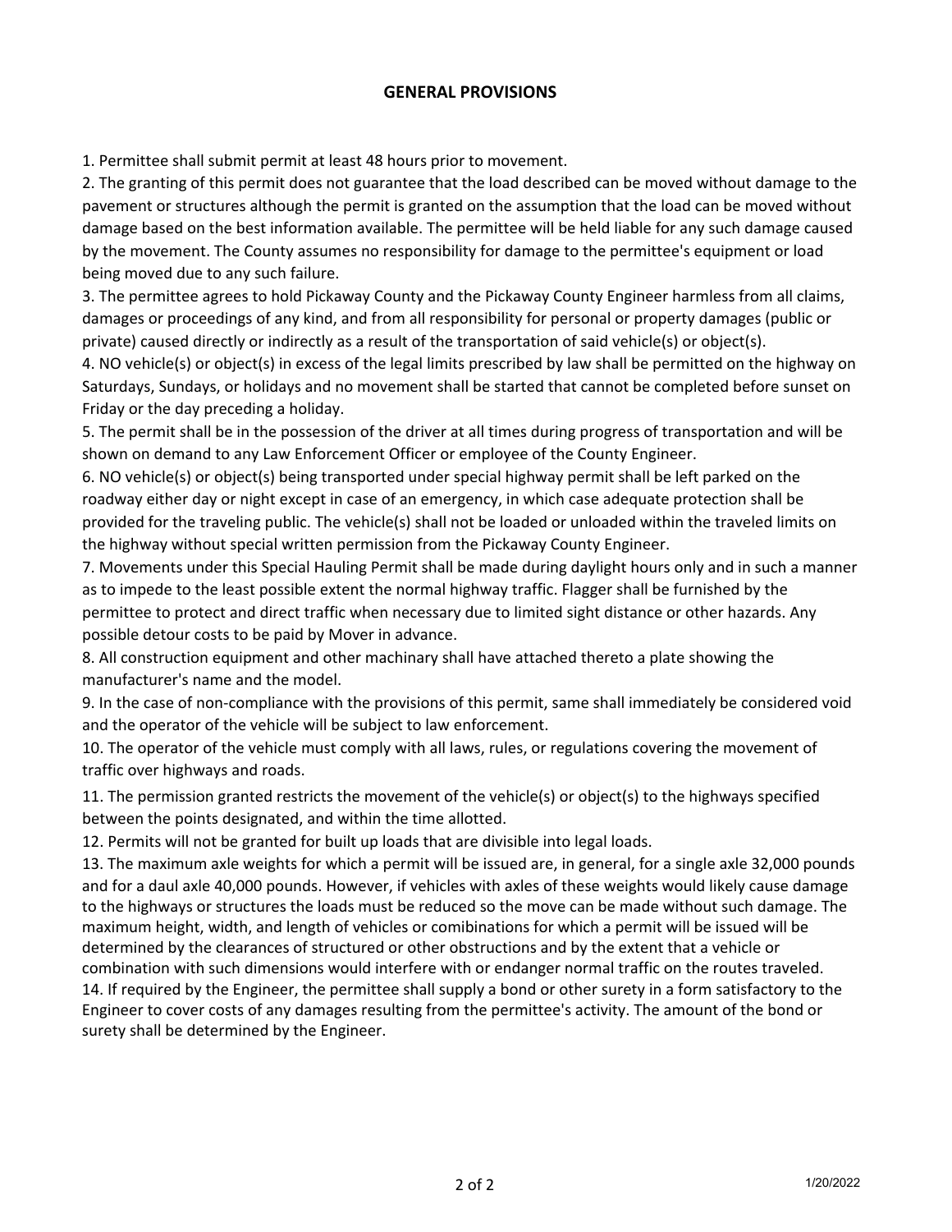## GENERAL PROVISIONS

1. Permittee shall submit permit at least 48 hours prior to movement.
2. The granting of this permit does not guarantee that the load described can be moved without damage to the pavement or structures although the permit is granted on the assumption that the load can be moved without damage based on the best information available. The permittee will be held liable for any such damage caused by the movement. The County assumes no responsibility for damage to the permittee's equipment or load being moved due to any such failure.
3. The permittee agrees to hold Pickaway County and the Pickaway County Engineer harmless from all claims, damages or proceedings of any kind, and from all responsibility for personal or property damages (public or private) caused directly or indirectly as a result of the transportation of said vehicle(s) or object(s).
4. NO vehicle(s) or object(s) in excess of the legal limits prescribed by law shall be permitted on the highway on Saturdays, Sundays, or holidays and no movement shall be started that cannot be completed before sunset on Friday or the day preceding a holiday.
5. The permit shall be in the possession of the driver at all times during progress of transportation and will be shown on demand to any Law Enforcement Officer or employee of the County Engineer.
6. NO vehicle(s) or object(s) being transported under special highway permit shall be left parked on the roadway either day or night except in case of an emergency, in which case adequate protection shall be provided for the traveling public. The vehicle(s) shall not be loaded or unloaded within the traveled limits on the highway without special written permission from the Pickaway County Engineer.
7. Movements under this Special Hauling Permit shall be made during daylight hours only and in such a manner as to impede to the least possible extent the normal highway traffic. Flagger shall be furnished by the permittee to protect and direct traffic when necessary due to limited sight distance or other hazards. Any possible detour costs to be paid by Mover in advance.
8. All construction equipment and other machinary shall have attached thereto a plate showing the manufacturer's name and the model.
9. In the case of non-compliance with the provisions of this permit, same shall immediately be considered void and the operator of the vehicle will be subject to law enforcement.
10. The operator of the vehicle must comply with all laws, rules, or regulations covering the movement of traffic over highways and roads.
11. The permission granted restricts the movement of the vehicle(s) or object(s) to the highways specified between the points designated, and within the time allotted.
12. Permits will not be granted for built up loads that are divisible into legal loads.
13. The maximum axle weights for which a permit will be issued are, in general, for a single axle 32,000 pounds and for a daul axle 40,000 pounds. However, if vehicles with axles of these weights would likely cause damage to the highways or structures the loads must be reduced so the move can be made without such damage. The maximum height, width, and length of vehicles or comibinations for which a permit will be issued will be determined by the clearances of structured or other obstructions and by the extent that a vehicle or combination with such dimensions would interfere with or endanger normal traffic on the routes traveled.
14. If required by the Engineer, the permittee shall supply a bond or other surety in a form satisfactory to the Engineer to cover costs of any damages resulting from the permittee's activity. The amount of the bond or surety shall be determined by the Engineer.

1/20/2022